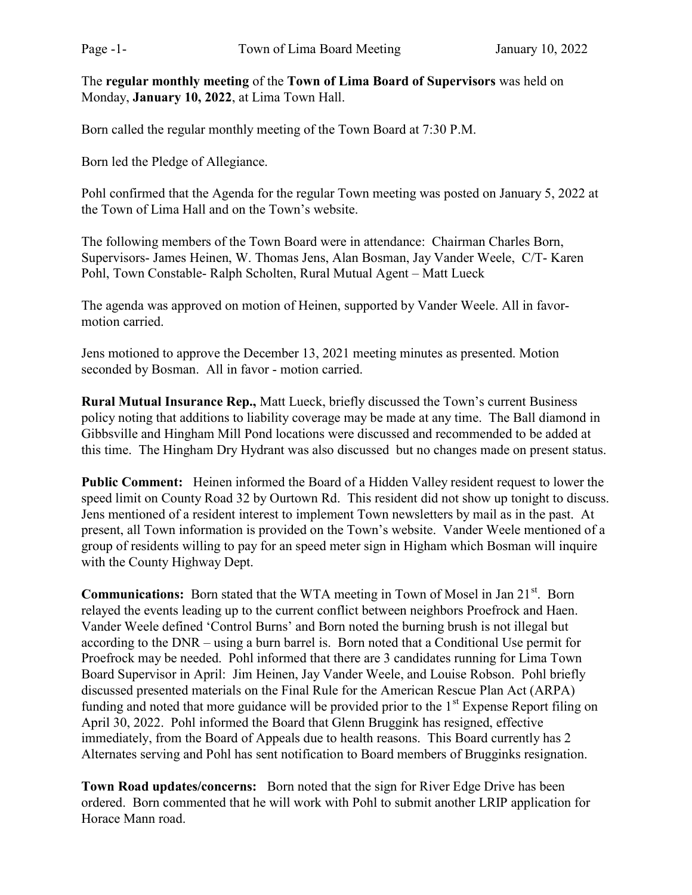The **regular monthly meeting** of the **Town of Lima Board of Supervisors** was held on Monday, **January 10, 2022**, at Lima Town Hall.

Born called the regular monthly meeting of the Town Board at 7:30 P.M.

Born led the Pledge of Allegiance.

Pohl confirmed that the Agenda for the regular Town meeting was posted on January 5, 2022 at the Town of Lima Hall and on the Town's website.

The following members of the Town Board were in attendance: Chairman Charles Born, Supervisors- James Heinen, W. Thomas Jens, Alan Bosman, Jay Vander Weele, C/T- Karen Pohl, Town Constable- Ralph Scholten, Rural Mutual Agent – Matt Lueck

The agenda was approved on motion of Heinen, supported by Vander Weele. All in favor- motion carried.

Jens motioned to approve the December 13, 2021 meeting minutes as presented. Motion seconded by Bosman. All in favor - motion carried.

**Rural Mutual Insurance Rep.,** Matt Lueck, briefly discussed the Town's current Business policy noting that additions to liability coverage may be made at any time. The Ball diamond in Gibbsville and Hingham Mill Pond locations were discussed and recommended to be added at this time. The Hingham Dry Hydrant was also discussed but no changes made on present status.

**Public Comment:** Heinen informed the Board of a Hidden Valley resident request to lower the speed limit on County Road 32 by Ourtown Rd. This resident did not show up tonight to discuss. Jens mentioned of a resident interest to implement Town newsletters by mail as in the past. At present, all Town information is provided on the Town's website. Vander Weele mentioned of a group of residents willing to pay for an speed meter sign in Higham which Bosman will inquire with the County Highway Dept.

**Communications:** Born stated that the WTA meeting in Town of Mosel in Jan 21st. Born relayed the events leading up to the current conflict between neighbors Proefrock and Haen. Vander Weele defined 'Control Burns' and Born noted the burning brush is not illegal but according to the DNR – using a burn barrel is. Born noted that a Conditional Use permit for Proefrock may be needed. Pohl informed that there are 3 candidates running for Lima Town Board Supervisor in April: Jim Heinen, Jay Vander Weele, and Louise Robson. Pohl briefly discussed presented materials on the Final Rule for the American Rescue Plan Act (ARPA) funding and noted that more guidance will be provided prior to the 1st Expense Report filing on April 30, 2022. Pohl informed the Board that Glenn Bruggink has resigned, effective immediately, from the Board of Appeals due to health reasons. This Board currently has 2 Alternates serving and Pohl has sent notification to Board members of Brugginks resignation.

**Town Road updates/concerns:** Born noted that the sign for River Edge Drive has been ordered. Born commented that he will work with Pohl to submit another LRIP application for Horace Mann road.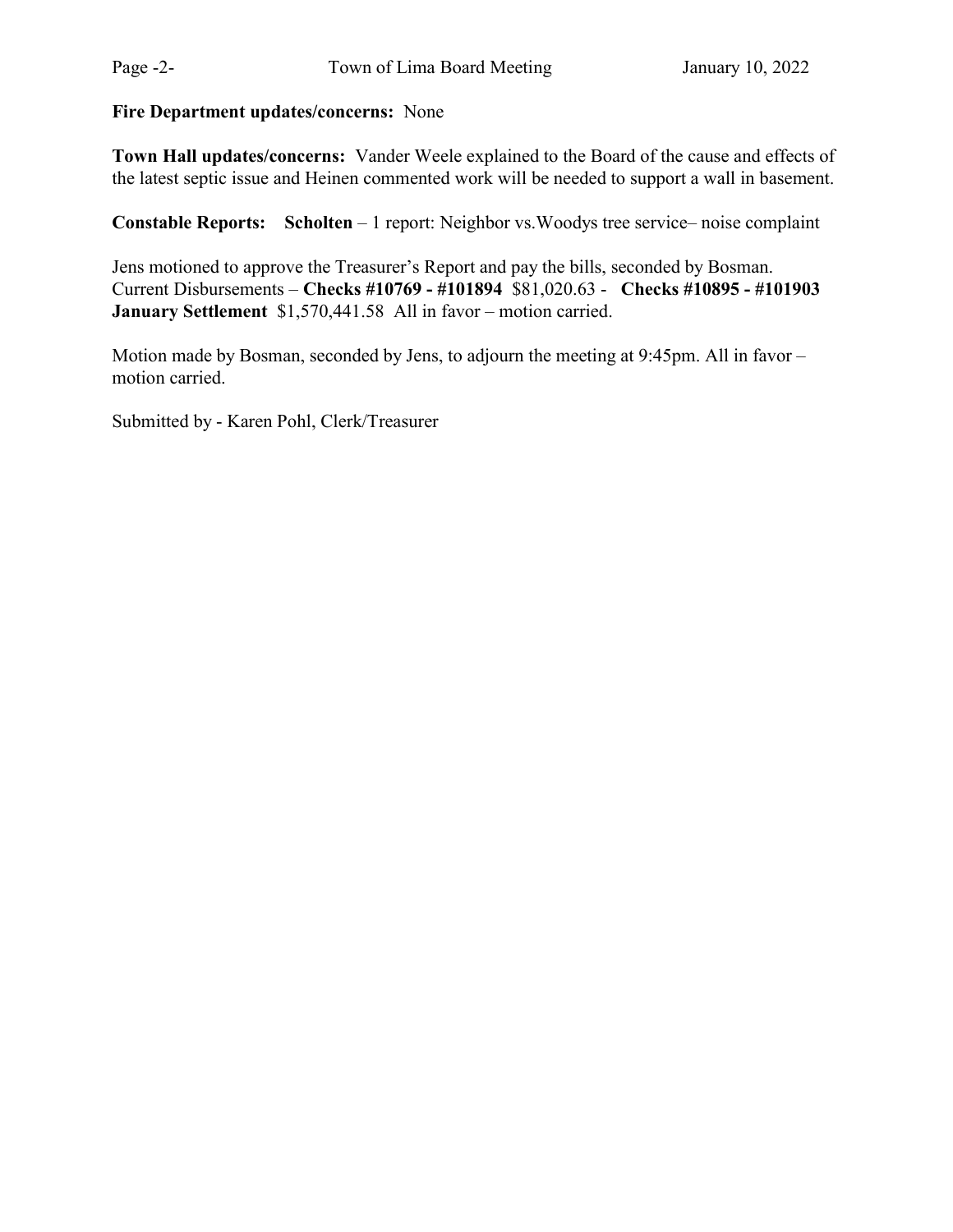**Fire Department updates/concerns:** None

**Town Hall updates/concerns:** Vander Weele explained to the Board of the cause and effects of the latest septic issue and Heinen commented work will be needed to support a wall in basement.

**Constable Reports:** **Scholten** – 1 report: Neighbor vs.Woodys tree service– noise complaint

Jens motioned to approve the Treasurer's Report and pay the bills, seconded by Bosman. Current Disbursements – **Checks #10769 - #101894** $81,020.63 - **Checks #10895 - #101903 January Settlement** $1,570,441.58 All in favor – motion carried.

Motion made by Bosman, seconded by Jens, to adjourn the meeting at 9:45pm. All in favor – motion carried.

Submitted by - Karen Pohl, Clerk/Treasurer